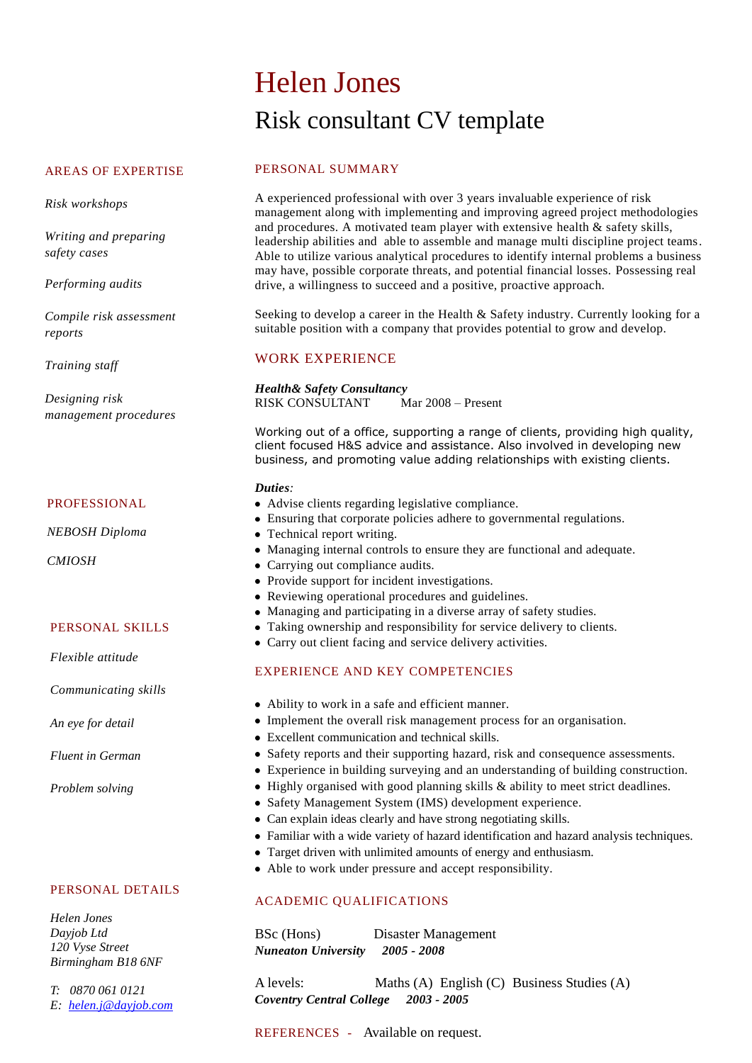# Helen Jones

## Risk consultant CV template

### AREAS OF EXPERTISE

*Risk workshops*

*Writing and preparing safety cases*

*Performing audits*

*Compile risk assessment reports*

*Training staff*

*Designing risk management procedures*

### PROFESSIONAL

*NEBOSH Diploma*

*CMIOSH*

### PERSONAL SKILLS

*Flexible attitude*

*Communicating skills*

*An eye for detail*

*Fluent in German*

*Problem solving*

### PERSONAL DETAILS

*Helen Jones*
*Dayjob Ltd*
*120 Vyse Street*
*Birmingham B18 6NF*

*T: 0870 061 0121*
*E: helen.j@dayjob.com*

### PERSONAL SUMMARY

A experienced professional with over 3 years invaluable experience of risk management along with implementing and improving agreed project methodologies and procedures. A motivated team player with extensive health & safety skills, leadership abilities and able to assemble and manage multi discipline project teams. Able to utilize various analytical procedures to identify internal problems a business may have, possible corporate threats, and potential financial losses. Possessing real drive, a willingness to succeed and a positive, proactive approach.

Seeking to develop a career in the Health & Safety industry. Currently looking for a suitable position with a company that provides potential to grow and develop.

### WORK EXPERIENCE

***Health& Safety Consultancy***
RISK CONSULTANT Mar 2008 – Present

Working out of a office, supporting a range of clients, providing high quality, client focused H&S advice and assistance. Also involved in developing new business, and promoting value adding relationships with existing clients.

***Duties:***

- Advise clients regarding legislative compliance.
- Ensuring that corporate policies adhere to governmental regulations.
- Technical report writing.
- Managing internal controls to ensure they are functional and adequate.
- Carrying out compliance audits.
- Provide support for incident investigations.
- Reviewing operational procedures and guidelines.
- Managing and participating in a diverse array of safety studies.
- Taking ownership and responsibility for service delivery to clients.
- Carry out client facing and service delivery activities.

### EXPERIENCE AND KEY COMPETENCIES

- Ability to work in a safe and efficient manner.
- Implement the overall risk management process for an organisation.
- Excellent communication and technical skills.
- Safety reports and their supporting hazard, risk and consequence assessments.
- Experience in building surveying and an understanding of building construction.
- Highly organised with good planning skills & ability to meet strict deadlines.
- Safety Management System (IMS) development experience.
- Can explain ideas clearly and have strong negotiating skills.
- Familiar with a wide variety of hazard identification and hazard analysis techniques.
- Target driven with unlimited amounts of energy and enthusiasm.
- Able to work under pressure and accept responsibility.

### ACADEMIC QUALIFICATIONS

BSc (Hons) Disaster Management
***Nuneaton University 2005 - 2008***

A levels: Maths (A) English (C) Business Studies (A)
***Coventry Central College 2003 - 2005***

### REFERENCES - Available on request.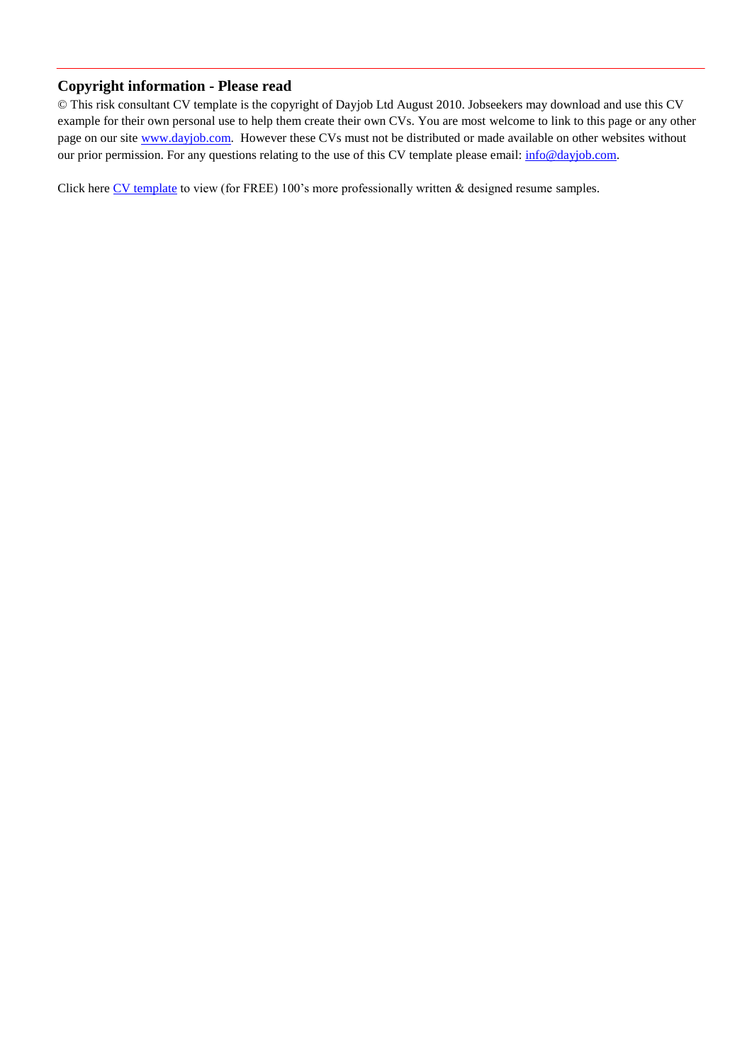## Copyright information - Please read

© This risk consultant CV template is the copyright of Dayjob Ltd August 2010. Jobseekers may download and use this CV example for their own personal use to help them create their own CVs. You are most welcome to link to this page or any other page on our site www.dayjob.com. However these CVs must not be distributed or made available on other websites without our prior permission. For any questions relating to the use of this CV template please email: info@dayjob.com.

Click here CV template to view (for FREE) 100's more professionally written & designed resume samples.